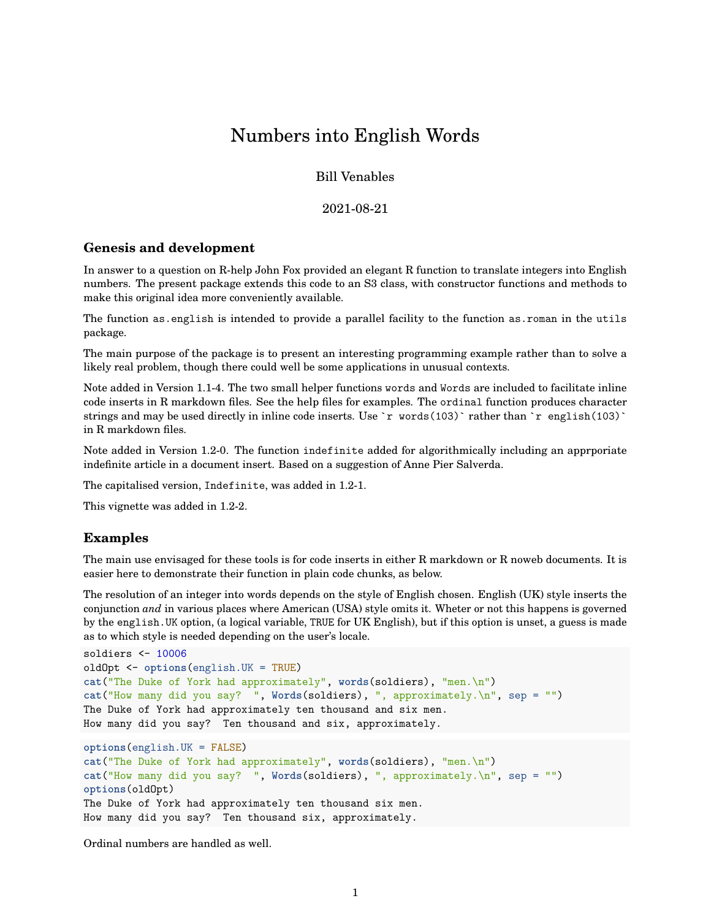# Numbers into English Words

Bill Venables

2021-08-21

## Genesis and development

In answer to a question on R-help John Fox provided an elegant R function to translate integers into English numbers. The present package extends this code to an S3 class, with constructor functions and methods to make this original idea more conveniently available.

The function `as.english` is intended to provide a parallel facility to the function `as.roman` in the `utils` package.

The main purpose of the package is to present an interesting programming example rather than to solve a likely real problem, though there could well be some applications in unusual contexts.

Note added in Version 1.1-4. The two small helper functions `words` and `Words` are included to facilitate inline code inserts in R markdown files. See the help files for examples. The `ordinal` function produces character strings and may be used directly in inline code inserts. Use `` `r words(103)` `` rather than `` `r english(103)` `` in R markdown files.

Note added in Version 1.2-0. The function `indefinite` added for algorithmically including an apprporiate indefinite article in a document insert. Based on a suggestion of Anne Pier Salverda.

The capitalised version, `Indefinite`, was added in 1.2-1.

This vignette was added in 1.2-2.

## Examples

The main use envisaged for these tools is for code inserts in either R markdown or R noweb documents. It is easier here to demonstrate their function in plain code chunks, as below.

The resolution of an integer into words depends on the style of English chosen. English (UK) style inserts the conjunction *and* in various places where American (USA) style omits it. Wheter or not this happens is governed by the `english.UK` option, (a logical variable, `TRUE` for UK English), but if this option is unset, a guess is made as to which style is needed depending on the user's locale.

```
soldiers <- 10006
oldOpt <- options(english.UK = TRUE)
cat("The Duke of York had approximately", words(soldiers), "men.\n")
cat("How many did you say?  ", Words(soldiers), ", approximately.\n", sep = "")
The Duke of York had approximately ten thousand and six men.
How many did you say?  Ten thousand and six, approximately.
```

```
options(english.UK = FALSE)
cat("The Duke of York had approximately", words(soldiers), "men.\n")
cat("How many did you say?  ", Words(soldiers), ", approximately.\n", sep = "")
options(oldOpt)
The Duke of York had approximately ten thousand six men.
How many did you say?  Ten thousand six, approximately.
```

Ordinal numbers are handled as well.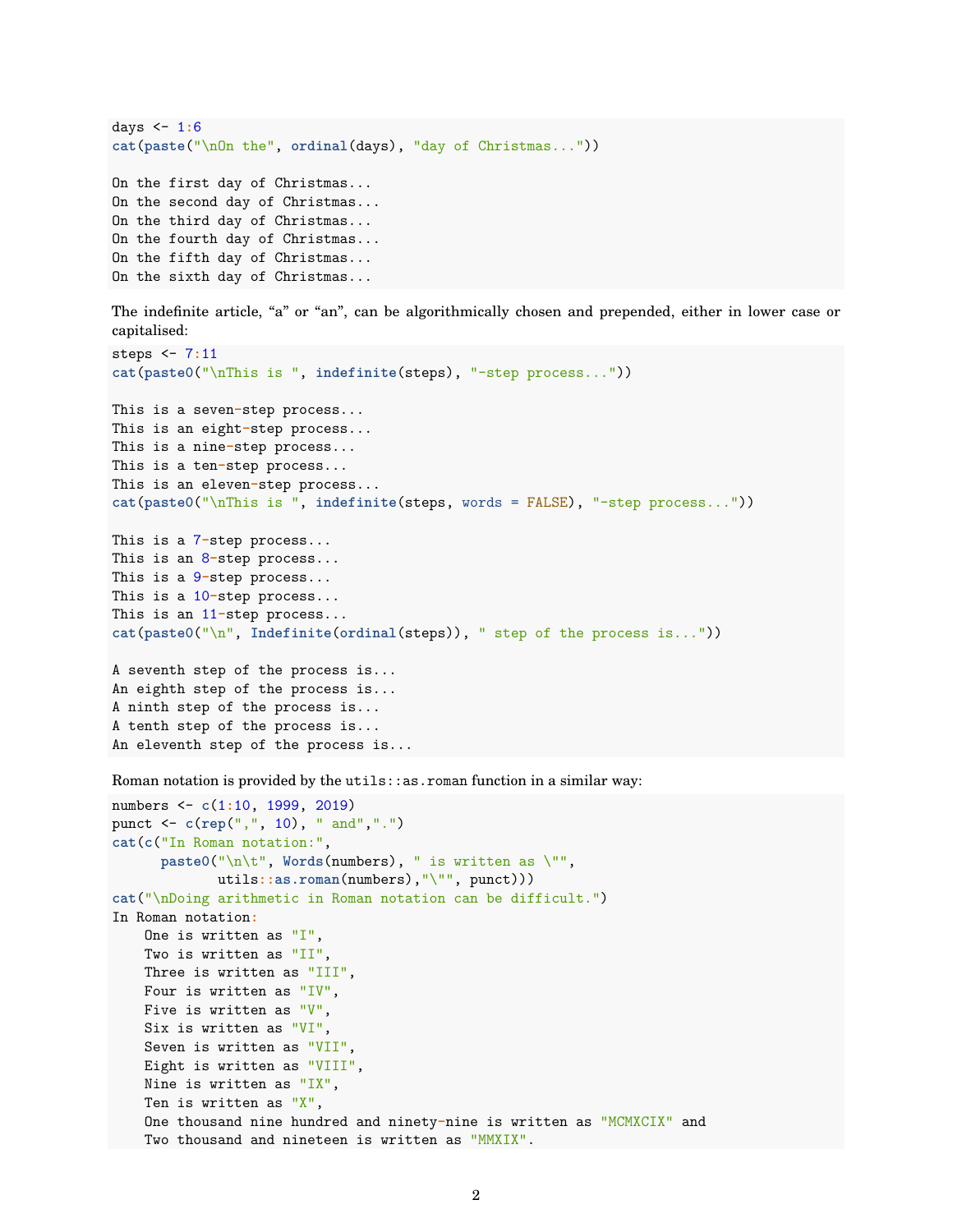```
days <- 1:6
cat(paste("\nOn the", ordinal(days), "day of Christmas..."))

On the first day of Christmas...
On the second day of Christmas...
On the third day of Christmas...
On the fourth day of Christmas...
On the fifth day of Christmas...
On the sixth day of Christmas...
```

The indefinite article, "a" or "an", can be algorithmically chosen and prepended, either in lower case or capitalised:

```
steps <- 7:11
cat(paste0("\nThis is ", indefinite(steps), "-step process..."))

This is a seven-step process...
This is an eight-step process...
This is a nine-step process...
This is a ten-step process...
This is an eleven-step process...
cat(paste0("\nThis is ", indefinite(steps, words = FALSE), "-step process..."))

This is a 7-step process...
This is an 8-step process...
This is a 9-step process...
This is a 10-step process...
This is an 11-step process...
cat(paste0("\n", Indefinite(ordinal(steps)), " step of the process is..."))

A seventh step of the process is...
An eighth step of the process is...
A ninth step of the process is...
A tenth step of the process is...
An eleventh step of the process is...
```

Roman notation is provided by the `utils::as.roman` function in a similar way:

```
numbers <- c(1:10, 1999, 2019)
punct <- c(rep(",", 10), " and",".")
cat(c("In Roman notation:",
      paste0("\n\t", Words(numbers), " is written as \"",
             utils::as.roman(numbers),"\"", punct)))
cat("\nDoing arithmetic in Roman notation can be difficult.")
In Roman notation:
    One is written as "I",
    Two is written as "II",
    Three is written as "III",
    Four is written as "IV",
    Five is written as "V",
    Six is written as "VI",
    Seven is written as "VII",
    Eight is written as "VIII",
    Nine is written as "IX",
    Ten is written as "X",
    One thousand nine hundred and ninety-nine is written as "MCMXCIX" and
    Two thousand and nineteen is written as "MMXIX".
```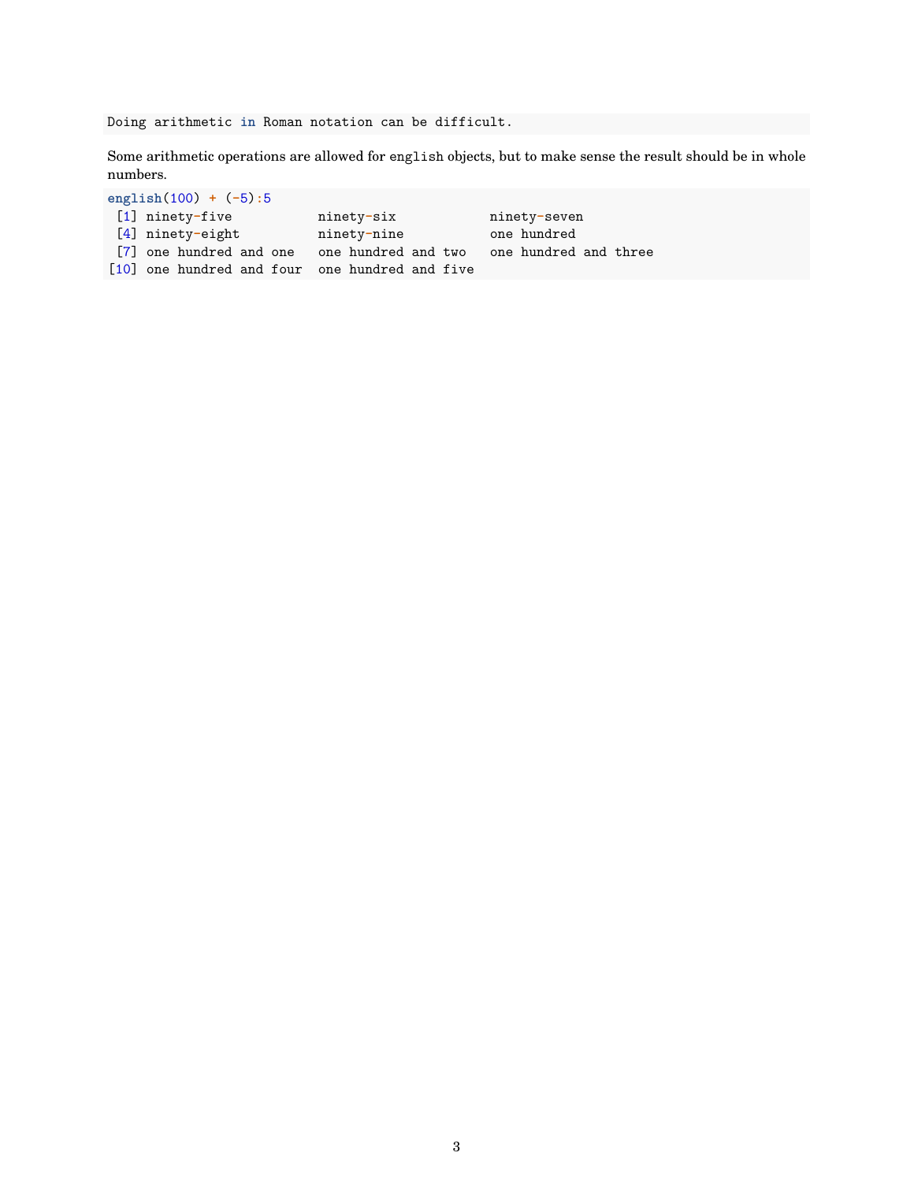```
Doing arithmetic in Roman notation can be difficult.
```

Some arithmetic operations are allowed for `english` objects, but to make sense the result should be in whole numbers.

```
english(100) + (-5):5
 [1] ninety-five           ninety-six            ninety-seven
 [4] ninety-eight          ninety-nine           one hundred
 [7] one hundred and one   one hundred and two   one hundred and three
[10] one hundred and four  one hundred and five
```